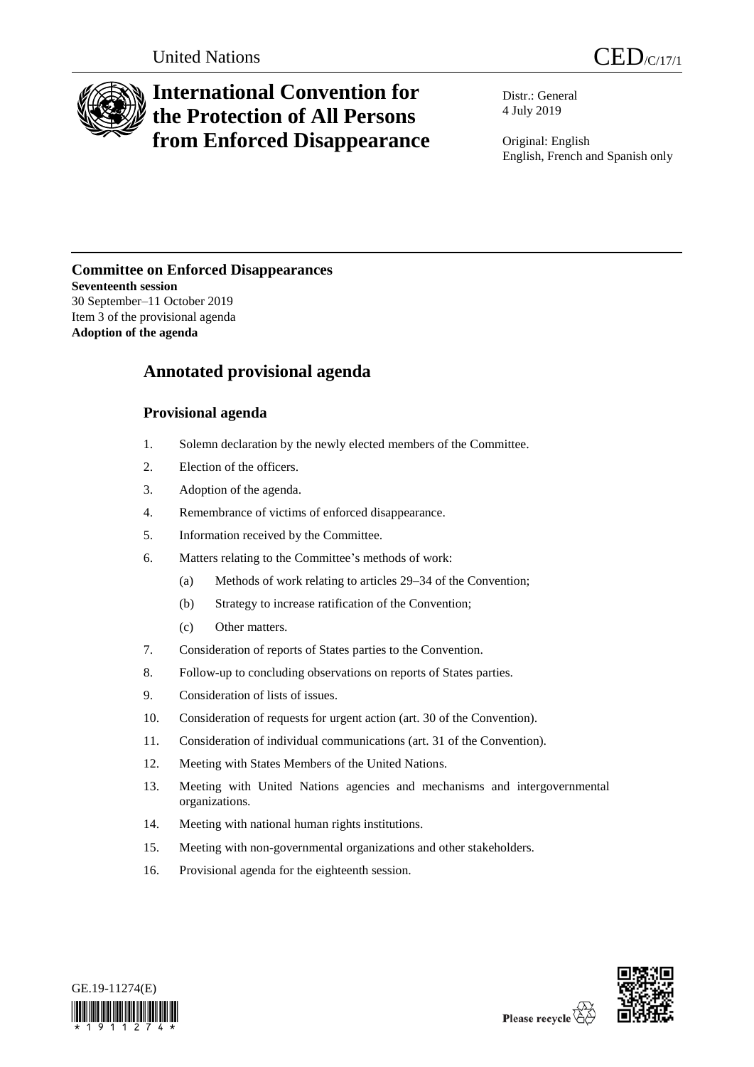United Nations CED/C/17/1

# International Convention for the Protection of All Persons from Enforced Disappearance

Distr.: General
4 July 2019

Original: English
English, French and Spanish only

**Committee on Enforced Disappearances**
**Seventeenth session**
30 September–11 October 2019
Item 3 of the provisional agenda
**Adoption of the agenda**

## Annotated provisional agenda

### Provisional agenda

1. Solemn declaration by the newly elected members of the Committee.
2. Election of the officers.
3. Adoption of the agenda.
4. Remembrance of victims of enforced disappearance.
5. Information received by the Committee.
6. Matters relating to the Committee's methods of work:
   (a) Methods of work relating to articles 29–34 of the Convention;
   (b) Strategy to increase ratification of the Convention;
   (c) Other matters.
7. Consideration of reports of States parties to the Convention.
8. Follow-up to concluding observations on reports of States parties.
9. Consideration of lists of issues.
10. Consideration of requests for urgent action (art. 30 of the Convention).
11. Consideration of individual communications (art. 31 of the Convention).
12. Meeting with States Members of the United Nations.
13. Meeting with United Nations agencies and mechanisms and intergovernmental organizations.
14. Meeting with national human rights institutions.
15. Meeting with non-governmental organizations and other stakeholders.
16. Provisional agenda for the eighteenth session.

GE.19-11274(E)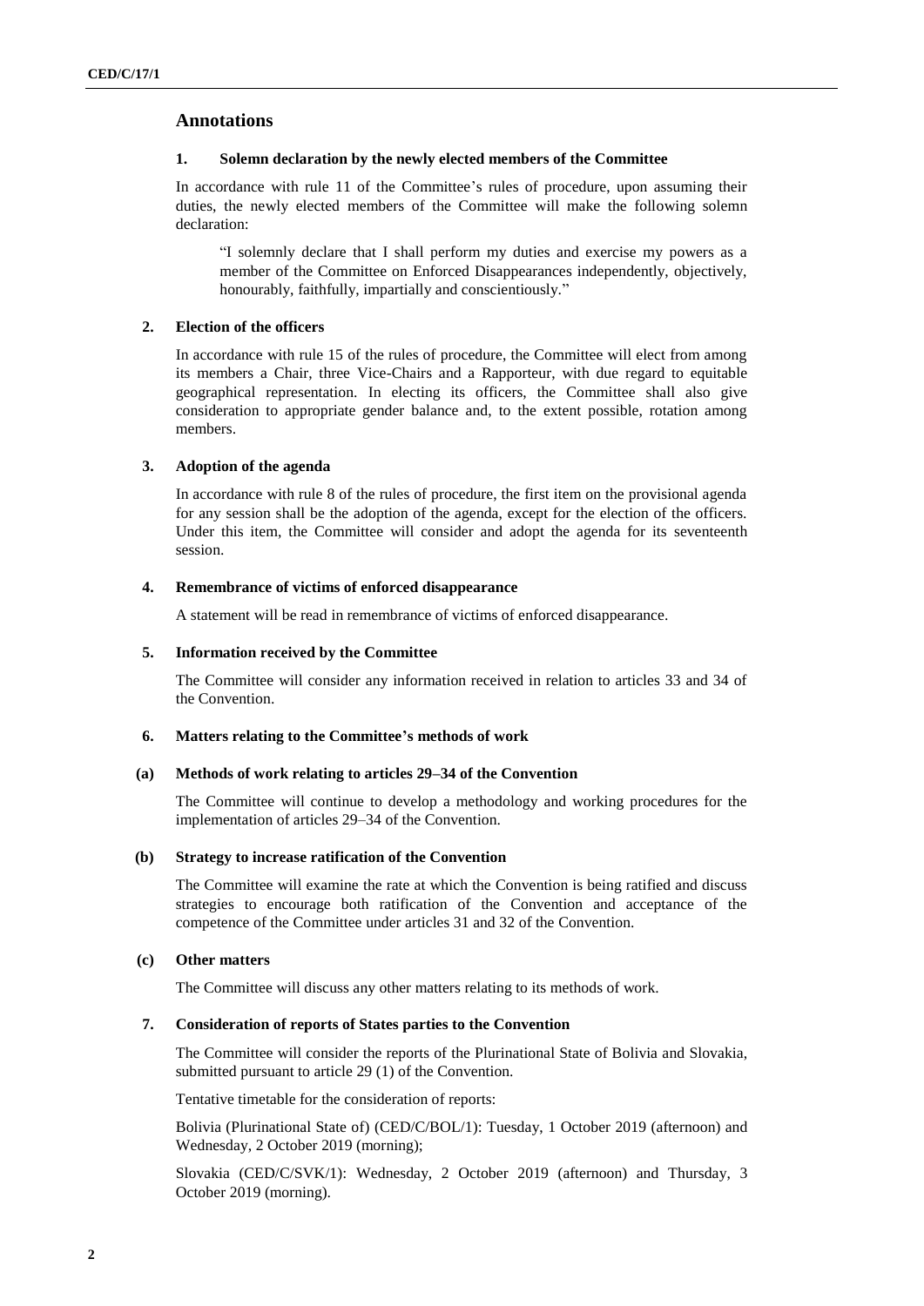## Annotations

### 1. Solemn declaration by the newly elected members of the Committee

In accordance with rule 11 of the Committee's rules of procedure, upon assuming their duties, the newly elected members of the Committee will make the following solemn declaration:

> "I solemnly declare that I shall perform my duties and exercise my powers as a member of the Committee on Enforced Disappearances independently, objectively, honourably, faithfully, impartially and conscientiously."

### 2. Election of the officers

In accordance with rule 15 of the rules of procedure, the Committee will elect from among its members a Chair, three Vice-Chairs and a Rapporteur, with due regard to equitable geographical representation. In electing its officers, the Committee shall also give consideration to appropriate gender balance and, to the extent possible, rotation among members.

### 3. Adoption of the agenda

In accordance with rule 8 of the rules of procedure, the first item on the provisional agenda for any session shall be the adoption of the agenda, except for the election of the officers. Under this item, the Committee will consider and adopt the agenda for its seventeenth session.

### 4. Remembrance of victims of enforced disappearance

A statement will be read in remembrance of victims of enforced disappearance.

### 5. Information received by the Committee

The Committee will consider any information received in relation to articles 33 and 34 of the Convention.

### 6. Matters relating to the Committee's methods of work

#### (a) Methods of work relating to articles 29–34 of the Convention

The Committee will continue to develop a methodology and working procedures for the implementation of articles 29–34 of the Convention.

#### (b) Strategy to increase ratification of the Convention

The Committee will examine the rate at which the Convention is being ratified and discuss strategies to encourage both ratification of the Convention and acceptance of the competence of the Committee under articles 31 and 32 of the Convention.

#### (c) Other matters

The Committee will discuss any other matters relating to its methods of work.

### 7. Consideration of reports of States parties to the Convention

The Committee will consider the reports of the Plurinational State of Bolivia and Slovakia, submitted pursuant to article 29 (1) of the Convention.

Tentative timetable for the consideration of reports:

Bolivia (Plurinational State of) (CED/C/BOL/1): Tuesday, 1 October 2019 (afternoon) and Wednesday, 2 October 2019 (morning);

Slovakia (CED/C/SVK/1): Wednesday, 2 October 2019 (afternoon) and Thursday, 3 October 2019 (morning).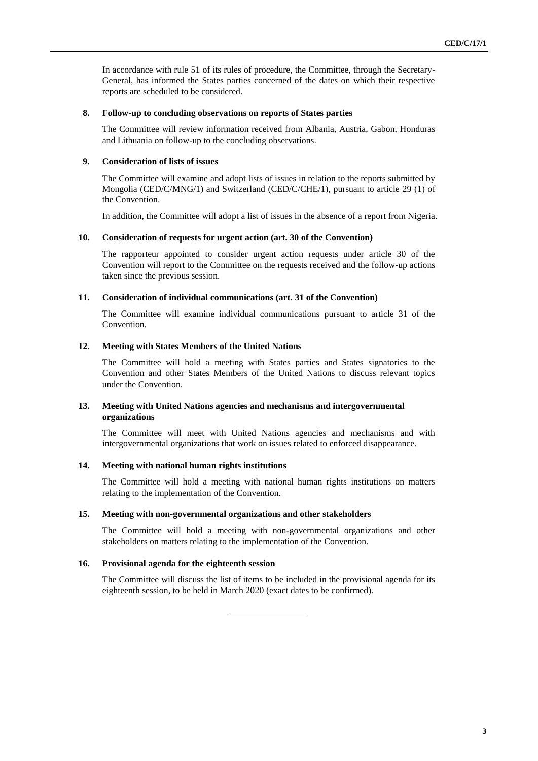In accordance with rule 51 of its rules of procedure, the Committee, through the Secretary-General, has informed the States parties concerned of the dates on which their respective reports are scheduled to be considered.

### 8. Follow-up to concluding observations on reports of States parties

The Committee will review information received from Albania, Austria, Gabon, Honduras and Lithuania on follow-up to the concluding observations.

### 9. Consideration of lists of issues

The Committee will examine and adopt lists of issues in relation to the reports submitted by Mongolia (CED/C/MNG/1) and Switzerland (CED/C/CHE/1), pursuant to article 29 (1) of the Convention.

In addition, the Committee will adopt a list of issues in the absence of a report from Nigeria.

### 10. Consideration of requests for urgent action (art. 30 of the Convention)

The rapporteur appointed to consider urgent action requests under article 30 of the Convention will report to the Committee on the requests received and the follow-up actions taken since the previous session.

### 11. Consideration of individual communications (art. 31 of the Convention)

The Committee will examine individual communications pursuant to article 31 of the Convention.

### 12. Meeting with States Members of the United Nations

The Committee will hold a meeting with States parties and States signatories to the Convention and other States Members of the United Nations to discuss relevant topics under the Convention.

### 13. Meeting with United Nations agencies and mechanisms and intergovernmental organizations

The Committee will meet with United Nations agencies and mechanisms and with intergovernmental organizations that work on issues related to enforced disappearance.

### 14. Meeting with national human rights institutions

The Committee will hold a meeting with national human rights institutions on matters relating to the implementation of the Convention.

### 15. Meeting with non-governmental organizations and other stakeholders

The Committee will hold a meeting with non-governmental organizations and other stakeholders on matters relating to the implementation of the Convention.

### 16. Provisional agenda for the eighteenth session

The Committee will discuss the list of items to be included in the provisional agenda for its eighteenth session, to be held in March 2020 (exact dates to be confirmed).